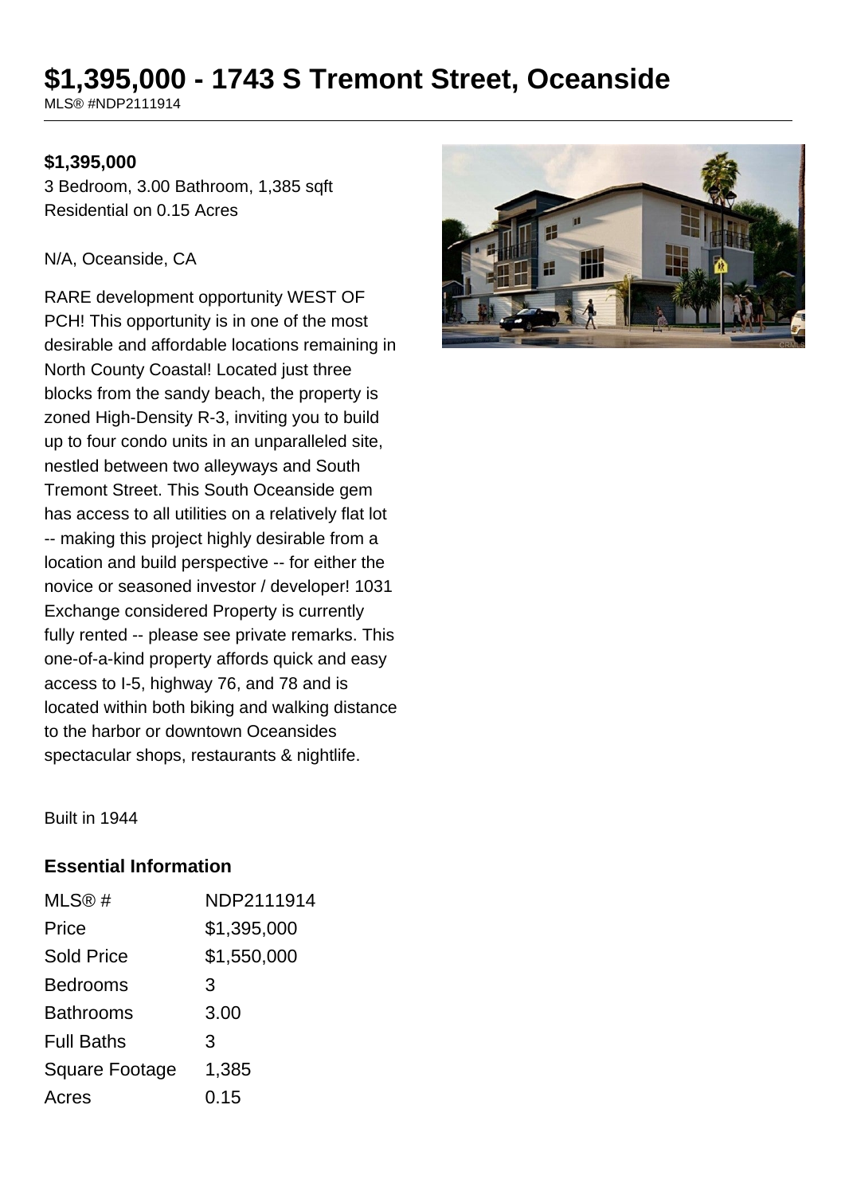# $1,395,000 - 1743 S Tremont Street, Oceanside

MLS® #NDP2111914

**$1,395,000**

3 Bedroom, 3.00 Bathroom, 1,385 sqft

Residential on 0.15 Acres

N/A, Oceanside, CA

RARE development opportunity WEST OF PCH! This opportunity is in one of the most desirable and affordable locations remaining in North County Coastal! Located just three blocks from the sandy beach, the property is zoned High-Density R-3, inviting you to build up to four condo units in an unparalleled site, nestled between two alleyways and South Tremont Street. This South Oceanside gem has access to all utilities on a relatively flat lot -- making this project highly desirable from a location and build perspective -- for either the novice or seasoned investor / developer! 1031 Exchange considered Property is currently fully rented -- please see private remarks. This one-of-a-kind property affords quick and easy access to I-5, highway 76, and 78 and is located within both biking and walking distance to the harbor or downtown Oceansides spectacular shops, restaurants & nightlife.

Built in 1944

## Essential Information

| | |
|---|---|
| MLS® # | NDP2111914 |
| Price | $1,395,000 |
| Sold Price | $1,550,000 |
| Bedrooms | 3 |
| Bathrooms | 3.00 |
| Full Baths | 3 |
| Square Footage | 1,385 |
| Acres | 0.15 |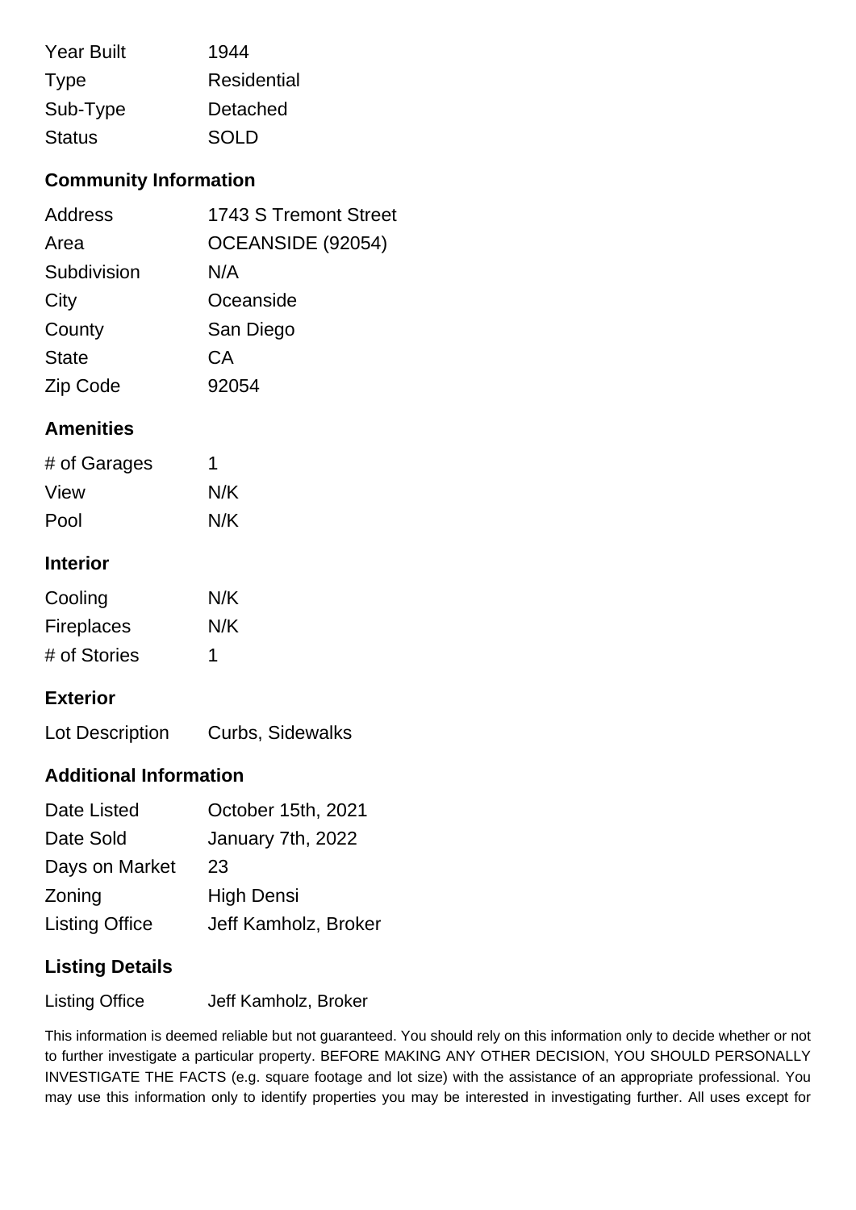| | |
|---|---|
| Year Built | 1944 |
| Type | Residential |
| Sub-Type | Detached |
| Status | SOLD |

## Community Information

| | |
|---|---|
| Address | 1743 S Tremont Street |
| Area | OCEANSIDE (92054) |
| Subdivision | N/A |
| City | Oceanside |
| County | San Diego |
| State | CA |
| Zip Code | 92054 |

## Amenities

| | |
|---|---|
| # of Garages | 1 |
| View | N/K |
| Pool | N/K |

## Interior

| | |
|---|---|
| Cooling | N/K |
| Fireplaces | N/K |
| # of Stories | 1 |

## Exterior

| | |
|---|---|
| Lot Description | Curbs, Sidewalks |

## Additional Information

| | |
|---|---|
| Date Listed | October 15th, 2021 |
| Date Sold | January 7th, 2022 |
| Days on Market | 23 |
| Zoning | High Densi |
| Listing Office | Jeff Kamholz, Broker |

## Listing Details

| | |
|---|---|
| Listing Office | Jeff Kamholz, Broker |

This information is deemed reliable but not guaranteed. You should rely on this information only to decide whether or not to further investigate a particular property. BEFORE MAKING ANY OTHER DECISION, YOU SHOULD PERSONALLY INVESTIGATE THE FACTS (e.g. square footage and lot size) with the assistance of an appropriate professional. You may use this information only to identify properties you may be interested in investigating further. All uses except for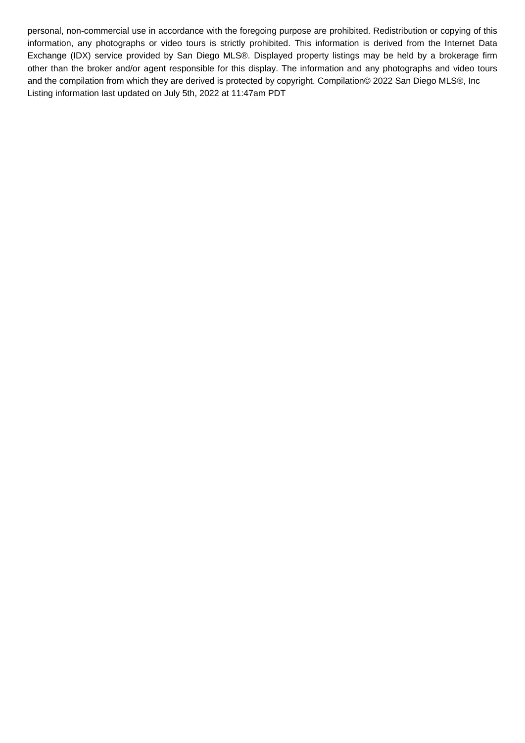personal, non-commercial use in accordance with the foregoing purpose are prohibited. Redistribution or copying of this information, any photographs or video tours is strictly prohibited. This information is derived from the Internet Data Exchange (IDX) service provided by San Diego MLS®. Displayed property listings may be held by a brokerage firm other than the broker and/or agent responsible for this display. The information and any photographs and video tours and the compilation from which they are derived is protected by copyright. Compilation© 2022 San Diego MLS®, Inc
Listing information last updated on July 5th, 2022 at 11:47am PDT